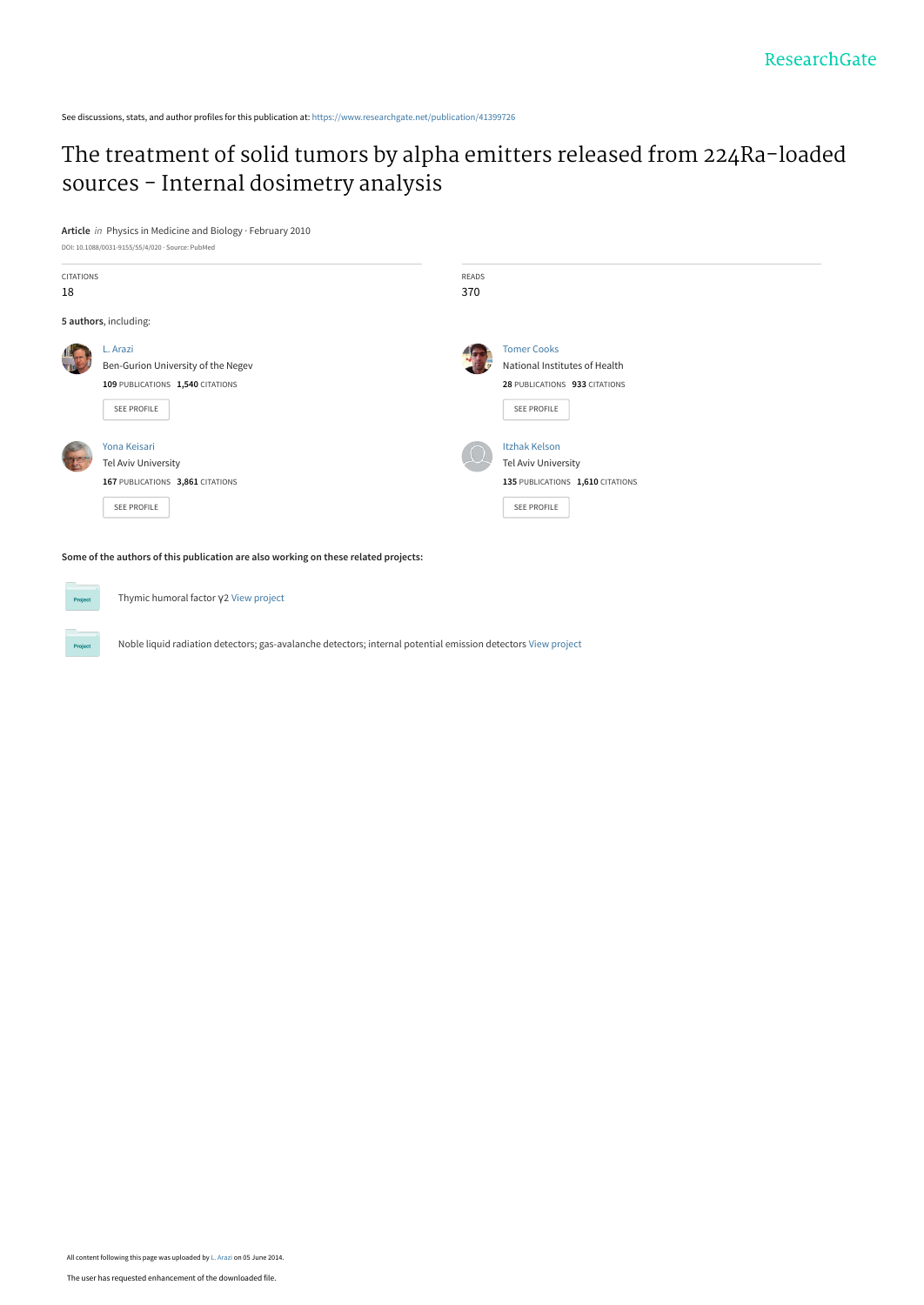ResearchGate

See discussions, stats, and author profiles for this publication at: https://www.researchgate.net/publication/41399726

# The treatment of solid tumors by alpha emitters released from 224Ra-loaded sources - Internal dosimetry analysis

**Article** *in* Physics in Medicine and Biology · February 2010

DOI: 10.1088/0031-9155/55/4/020 · Source: PubMed

| CITATIONS | READS |
|---|---|
| 18 | 370 |

**5 authors**, including:

L. Arazi
Ben-Gurion University of the Negev
**109** PUBLICATIONS **1,540** CITATIONS
SEE PROFILE

Tomer Cooks
National Institutes of Health
**28** PUBLICATIONS **933** CITATIONS
SEE PROFILE

Yona Keisari
Tel Aviv University
**167** PUBLICATIONS **3,861** CITATIONS
SEE PROFILE

Itzhak Kelson
Tel Aviv University
**135** PUBLICATIONS **1,610** CITATIONS
SEE PROFILE

**Some of the authors of this publication are also working on these related projects:**

Thymic humoral factor γ2 View project

Noble liquid radiation detectors; gas-avalanche detectors; internal potential emission detectors View project

All content following this page was uploaded by L. Arazi on 05 June 2014.

The user has requested enhancement of the downloaded file.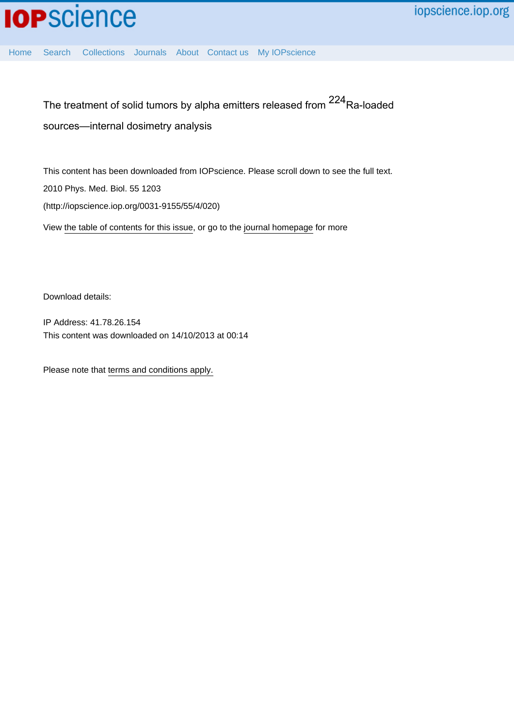The treatment of solid tumors by alpha emitters released from $^{224}$Ra-loaded sources—internal dosimetry analysis

This content has been downloaded from IOPscience. Please scroll down to see the full text.

2010 Phys. Med. Biol. 55 1203

(http://iopscience.iop.org/0031-9155/55/4/020)

View the table of contents for this issue, or go to the journal homepage for more

Download details:

IP Address: 41.78.26.154

This content was downloaded on 14/10/2013 at 00:14

Please note that terms and conditions apply.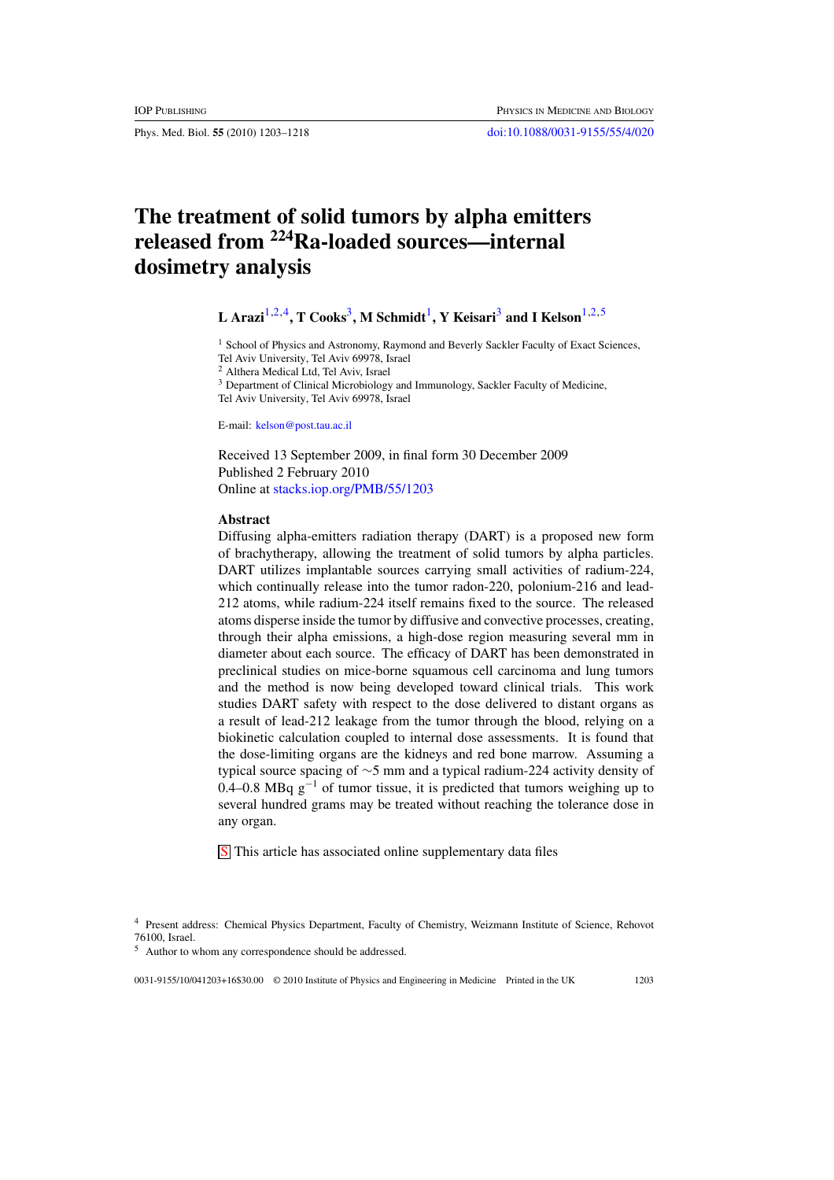# The treatment of solid tumors by alpha emitters released from $^{224}$Ra-loaded sources—internal dosimetry analysis

**L Arazi**[1,2,4], **T Cooks**[3], **M Schmidt**[1], **Y Keisari**[3] and **I Kelson**[1,2,5]

[1] School of Physics and Astronomy, Raymond and Beverly Sackler Faculty of Exact Sciences, Tel Aviv University, Tel Aviv 69978, Israel

[2] Althera Medical Ltd, Tel Aviv, Israel

[3] Department of Clinical Microbiology and Immunology, Sackler Faculty of Medicine, Tel Aviv University, Tel Aviv 69978, Israel

E-mail: kelson@post.tau.ac.il

Received 13 September 2009, in final form 30 December 2009
Published 2 February 2010
Online at stacks.iop.org/PMB/55/1203

## Abstract

Diffusing alpha-emitters radiation therapy (DART) is a proposed new form of brachytherapy, allowing the treatment of solid tumors by alpha particles. DART utilizes implantable sources carrying small activities of radium-224, which continually release into the tumor radon-220, polonium-216 and lead-212 atoms, while radium-224 itself remains fixed to the source. The released atoms disperse inside the tumor by diffusive and convective processes, creating, through their alpha emissions, a high-dose region measuring several mm in diameter about each source. The efficacy of DART has been demonstrated in preclinical studies on mice-borne squamous cell carcinoma and lung tumors and the method is now being developed toward clinical trials. This work studies DART safety with respect to the dose delivered to distant organs as a result of lead-212 leakage from the tumor through the blood, relying on a biokinetic calculation coupled to internal dose assessments. It is found that the dose-limiting organs are the kidneys and red bone marrow. Assuming a typical source spacing of ∼5 mm and a typical radium-224 activity density of 0.4–0.8 MBq g$^{-1}$ of tumor tissue, it is predicted that tumors weighing up to several hundred grams may be treated without reaching the tolerance dose in any organ.

S This article has associated online supplementary data files

[4] Present address: Chemical Physics Department, Faculty of Chemistry, Weizmann Institute of Science, Rehovot 76100, Israel.

[5] Author to whom any correspondence should be addressed.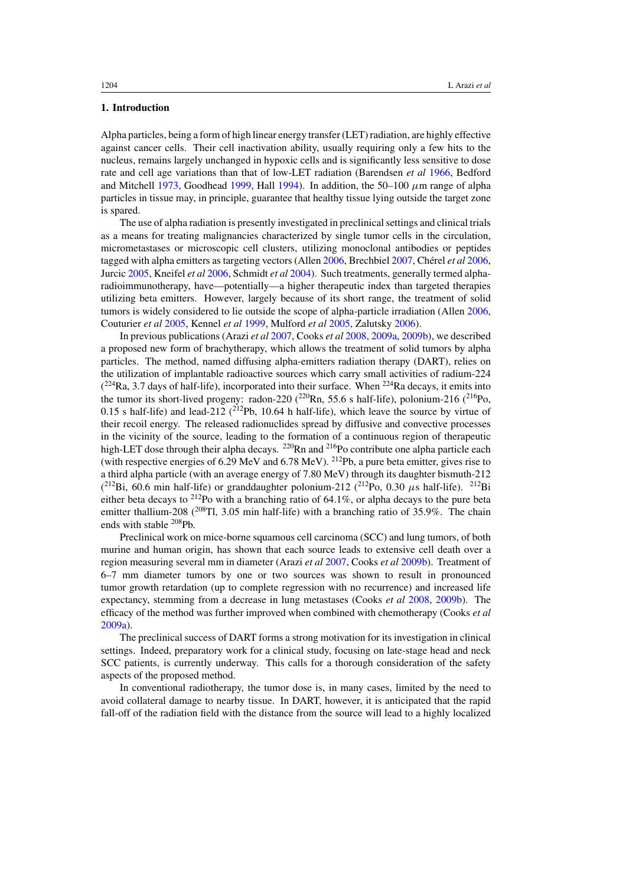## 1. Introduction

Alpha particles, being a form of high linear energy transfer (LET) radiation, are highly effective against cancer cells. Their cell inactivation ability, usually requiring only a few hits to the nucleus, remains largely unchanged in hypoxic cells and is significantly less sensitive to dose rate and cell age variations than that of low-LET radiation (Barendsen *et al* 1966, Bedford and Mitchell 1973, Goodhead 1999, Hall 1994). In addition, the 50–100 $\mu$m range of alpha particles in tissue may, in principle, guarantee that healthy tissue lying outside the target zone is spared.

The use of alpha radiation is presently investigated in preclinical settings and clinical trials as a means for treating malignancies characterized by single tumor cells in the circulation, micrometastases or microscopic cell clusters, utilizing monoclonal antibodies or peptides tagged with alpha emitters as targeting vectors (Allen 2006, Brechbiel 2007, Chérel *et al* 2006, Jurcic 2005, Kneifel *et al* 2006, Schmidt *et al* 2004). Such treatments, generally termed alpha-radioimmunotherapy, have—potentially—a higher therapeutic index than targeted therapies utilizing beta emitters. However, largely because of its short range, the treatment of solid tumors is widely considered to lie outside the scope of alpha-particle irradiation (Allen 2006, Couturier *et al* 2005, Kennel *et al* 1999, Mulford *et al* 2005, Zalutsky 2006).

In previous publications (Arazi *et al* 2007, Cooks *et al* 2008, 2009a, 2009b), we described a proposed new form of brachytherapy, which allows the treatment of solid tumors by alpha particles. The method, named diffusing alpha-emitters radiation therapy (DART), relies on the utilization of implantable radioactive sources which carry small activities of radium-224 ($^{224}$Ra, 3.7 days of half-life), incorporated into their surface. When $^{224}$Ra decays, it emits into the tumor its short-lived progeny: radon-220 ($^{220}$Rn, 55.6 s half-life), polonium-216 ($^{216}$Po, 0.15 s half-life) and lead-212 ($^{212}$Pb, 10.64 h half-life), which leave the source by virtue of their recoil energy. The released radionuclides spread by diffusive and convective processes in the vicinity of the source, leading to the formation of a continuous region of therapeutic high-LET dose through their alpha decays. $^{220}$Rn and $^{216}$Po contribute one alpha particle each (with respective energies of 6.29 MeV and 6.78 MeV). $^{212}$Pb, a pure beta emitter, gives rise to a third alpha particle (with an average energy of 7.80 MeV) through its daughter bismuth-212 ($^{212}$Bi, 60.6 min half-life) or granddaughter polonium-212 ($^{212}$Po, 0.30 $\mu$s half-life). $^{212}$Bi either beta decays to $^{212}$Po with a branching ratio of 64.1%, or alpha decays to the pure beta emitter thallium-208 ($^{208}$Tl, 3.05 min half-life) with a branching ratio of 35.9%. The chain ends with stable $^{208}$Pb.

Preclinical work on mice-borne squamous cell carcinoma (SCC) and lung tumors, of both murine and human origin, has shown that each source leads to extensive cell death over a region measuring several mm in diameter (Arazi *et al* 2007, Cooks *et al* 2009b). Treatment of 6–7 mm diameter tumors by one or two sources was shown to result in pronounced tumor growth retardation (up to complete regression with no recurrence) and increased life expectancy, stemming from a decrease in lung metastases (Cooks *et al* 2008, 2009b). The efficacy of the method was further improved when combined with chemotherapy (Cooks *et al* 2009a).

The preclinical success of DART forms a strong motivation for its investigation in clinical settings. Indeed, preparatory work for a clinical study, focusing on late-stage head and neck SCC patients, is currently underway. This calls for a thorough consideration of the safety aspects of the proposed method.

In conventional radiotherapy, the tumor dose is, in many cases, limited by the need to avoid collateral damage to nearby tissue. In DART, however, it is anticipated that the rapid fall-off of the radiation field with the distance from the source will lead to a highly localized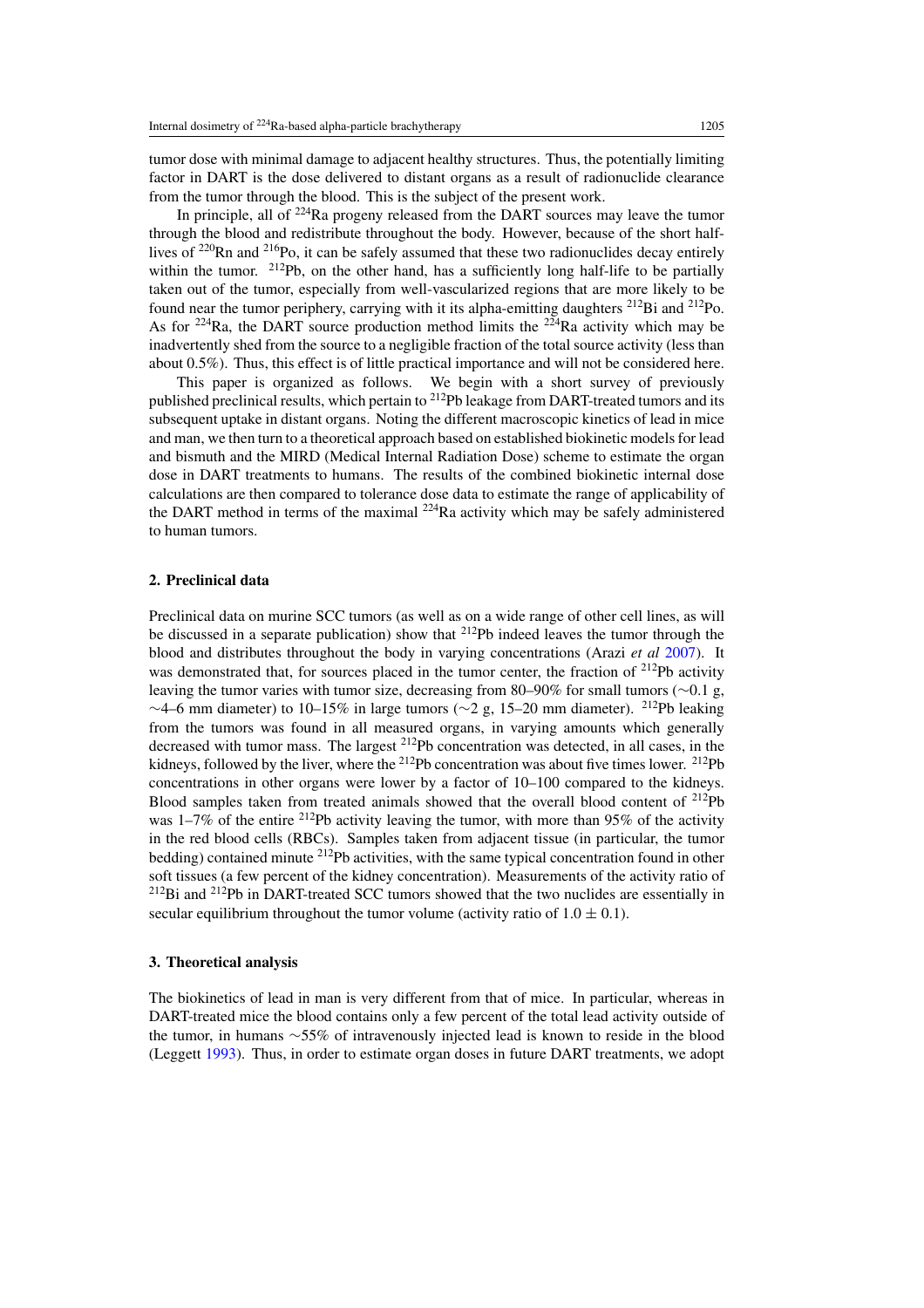tumor dose with minimal damage to adjacent healthy structures. Thus, the potentially limiting factor in DART is the dose delivered to distant organs as a result of radionuclide clearance from the tumor through the blood. This is the subject of the present work.

In principle, all of $^{224}$Ra progeny released from the DART sources may leave the tumor through the blood and redistribute throughout the body. However, because of the short half-lives of $^{220}$Rn and $^{216}$Po, it can be safely assumed that these two radionuclides decay entirely within the tumor. $^{212}$Pb, on the other hand, has a sufficiently long half-life to be partially taken out of the tumor, especially from well-vascularized regions that are more likely to be found near the tumor periphery, carrying with it its alpha-emitting daughters $^{212}$Bi and $^{212}$Po. As for $^{224}$Ra, the DART source production method limits the $^{224}$Ra activity which may be inadvertently shed from the source to a negligible fraction of the total source activity (less than about 0.5%). Thus, this effect is of little practical importance and will not be considered here.

This paper is organized as follows. We begin with a short survey of previously published preclinical results, which pertain to $^{212}$Pb leakage from DART-treated tumors and its subsequent uptake in distant organs. Noting the different macroscopic kinetics of lead in mice and man, we then turn to a theoretical approach based on established biokinetic models for lead and bismuth and the MIRD (Medical Internal Radiation Dose) scheme to estimate the organ dose in DART treatments to humans. The results of the combined biokinetic internal dose calculations are then compared to tolerance dose data to estimate the range of applicability of the DART method in terms of the maximal $^{224}$Ra activity which may be safely administered to human tumors.

## 2. Preclinical data

Preclinical data on murine SCC tumors (as well as on a wide range of other cell lines, as will be discussed in a separate publication) show that $^{212}$Pb indeed leaves the tumor through the blood and distributes throughout the body in varying concentrations (Arazi *et al* 2007). It was demonstrated that, for sources placed in the tumor center, the fraction of $^{212}$Pb activity leaving the tumor varies with tumor size, decreasing from 80–90% for small tumors (∼0.1 g, ∼4–6 mm diameter) to 10–15% in large tumors (∼2 g, 15–20 mm diameter). $^{212}$Pb leaking from the tumors was found in all measured organs, in varying amounts which generally decreased with tumor mass. The largest $^{212}$Pb concentration was detected, in all cases, in the kidneys, followed by the liver, where the $^{212}$Pb concentration was about five times lower. $^{212}$Pb concentrations in other organs were lower by a factor of 10–100 compared to the kidneys. Blood samples taken from treated animals showed that the overall blood content of $^{212}$Pb was 1–7% of the entire $^{212}$Pb activity leaving the tumor, with more than 95% of the activity in the red blood cells (RBCs). Samples taken from adjacent tissue (in particular, the tumor bedding) contained minute $^{212}$Pb activities, with the same typical concentration found in other soft tissues (a few percent of the kidney concentration). Measurements of the activity ratio of $^{212}$Bi and $^{212}$Pb in DART-treated SCC tumors showed that the two nuclides are essentially in secular equilibrium throughout the tumor volume (activity ratio of $1.0 \pm 0.1$).

## 3. Theoretical analysis

The biokinetics of lead in man is very different from that of mice. In particular, whereas in DART-treated mice the blood contains only a few percent of the total lead activity outside of the tumor, in humans ∼55% of intravenously injected lead is known to reside in the blood (Leggett 1993). Thus, in order to estimate organ doses in future DART treatments, we adopt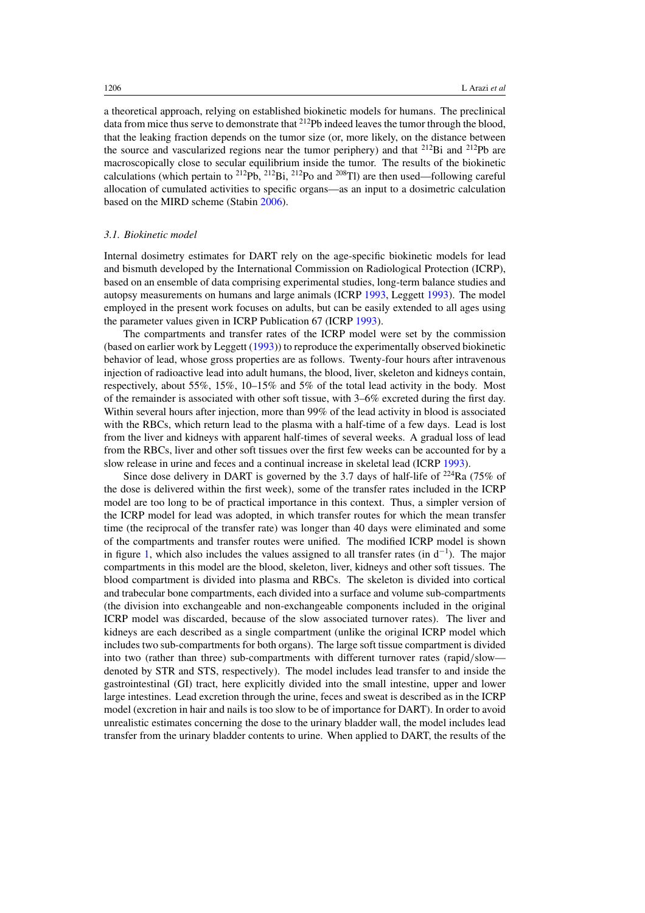a theoretical approach, relying on established biokinetic models for humans. The preclinical data from mice thus serve to demonstrate that $^{212}$Pb indeed leaves the tumor through the blood, that the leaking fraction depends on the tumor size (or, more likely, on the distance between the source and vascularized regions near the tumor periphery) and that $^{212}$Bi and $^{212}$Pb are macroscopically close to secular equilibrium inside the tumor. The results of the biokinetic calculations (which pertain to $^{212}$Pb, $^{212}$Bi, $^{212}$Po and $^{208}$Tl) are then used—following careful allocation of cumulated activities to specific organs—as an input to a dosimetric calculation based on the MIRD scheme (Stabin 2006).

### *3.1. Biokinetic model*

Internal dosimetry estimates for DART rely on the age-specific biokinetic models for lead and bismuth developed by the International Commission on Radiological Protection (ICRP), based on an ensemble of data comprising experimental studies, long-term balance studies and autopsy measurements on humans and large animals (ICRP 1993, Leggett 1993). The model employed in the present work focuses on adults, but can be easily extended to all ages using the parameter values given in ICRP Publication 67 (ICRP 1993).

The compartments and transfer rates of the ICRP model were set by the commission (based on earlier work by Leggett (1993)) to reproduce the experimentally observed biokinetic behavior of lead, whose gross properties are as follows. Twenty-four hours after intravenous injection of radioactive lead into adult humans, the blood, liver, skeleton and kidneys contain, respectively, about 55%, 15%, 10–15% and 5% of the total lead activity in the body. Most of the remainder is associated with other soft tissue, with 3–6% excreted during the first day. Within several hours after injection, more than 99% of the lead activity in blood is associated with the RBCs, which return lead to the plasma with a half-time of a few days. Lead is lost from the liver and kidneys with apparent half-times of several weeks. A gradual loss of lead from the RBCs, liver and other soft tissues over the first few weeks can be accounted for by a slow release in urine and feces and a continual increase in skeletal lead (ICRP 1993).

Since dose delivery in DART is governed by the 3.7 days of half-life of $^{224}$Ra (75% of the dose is delivered within the first week), some of the transfer rates included in the ICRP model are too long to be of practical importance in this context. Thus, a simpler version of the ICRP model for lead was adopted, in which transfer routes for which the mean transfer time (the reciprocal of the transfer rate) was longer than 40 days were eliminated and some of the compartments and transfer routes were unified. The modified ICRP model is shown in figure 1, which also includes the values assigned to all transfer rates (in d$^{-1}$). The major compartments in this model are the blood, skeleton, liver, kidneys and other soft tissues. The blood compartment is divided into plasma and RBCs. The skeleton is divided into cortical and trabecular bone compartments, each divided into a surface and volume sub-compartments (the division into exchangeable and non-exchangeable components included in the original ICRP model was discarded, because of the slow associated turnover rates). The liver and kidneys are each described as a single compartment (unlike the original ICRP model which includes two sub-compartments for both organs). The large soft tissue compartment is divided into two (rather than three) sub-compartments with different turnover rates (rapid/slow—denoted by STR and STS, respectively). The model includes lead transfer to and inside the gastrointestinal (GI) tract, here explicitly divided into the small intestine, upper and lower large intestines. Lead excretion through the urine, feces and sweat is described as in the ICRP model (excretion in hair and nails is too slow to be of importance for DART). In order to avoid unrealistic estimates concerning the dose to the urinary bladder wall, the model includes lead transfer from the urinary bladder contents to urine. When applied to DART, the results of the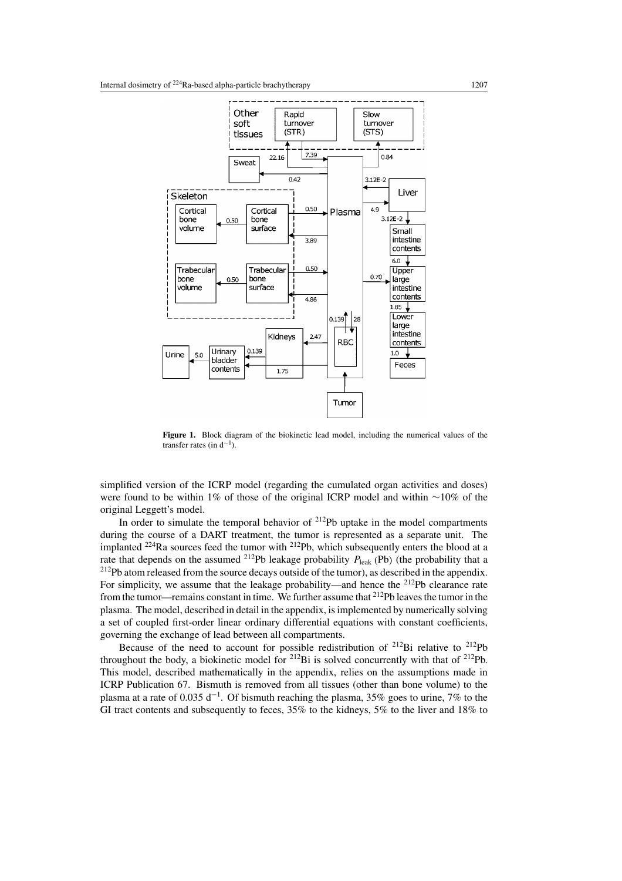**Figure 1.** Block diagram of the biokinetic lead model, including the numerical values of the transfer rates (in $d^{-1}$).

simplified version of the ICRP model (regarding the cumulated organ activities and doses) were found to be within 1% of those of the original ICRP model and within ∼10% of the original Leggett's model.

In order to simulate the temporal behavior of $^{212}$Pb uptake in the model compartments during the course of a DART treatment, the tumor is represented as a separate unit. The implanted $^{224}$Ra sources feed the tumor with $^{212}$Pb, which subsequently enters the blood at a rate that depends on the assumed $^{212}$Pb leakage probability $P_{\text{leak}}$ (Pb) (the probability that a $^{212}$Pb atom released from the source decays outside of the tumor), as described in the appendix. For simplicity, we assume that the leakage probability—and hence the $^{212}$Pb clearance rate from the tumor—remains constant in time. We further assume that $^{212}$Pb leaves the tumor in the plasma. The model, described in detail in the appendix, is implemented by numerically solving a set of coupled first-order linear ordinary differential equations with constant coefficients, governing the exchange of lead between all compartments.

Because of the need to account for possible redistribution of $^{212}$Bi relative to $^{212}$Pb throughout the body, a biokinetic model for $^{212}$Bi is solved concurrently with that of $^{212}$Pb. This model, described mathematically in the appendix, relies on the assumptions made in ICRP Publication 67. Bismuth is removed from all tissues (other than bone volume) to the plasma at a rate of 0.035 $d^{-1}$. Of bismuth reaching the plasma, 35% goes to urine, 7% to the GI tract contents and subsequently to feces, 35% to the kidneys, 5% to the liver and 18% to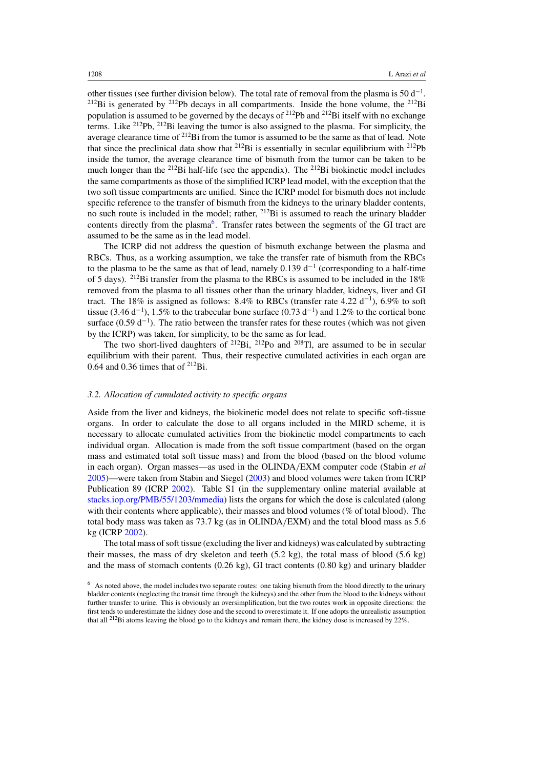other tissues (see further division below). The total rate of removal from the plasma is 50 $d^{-1}$. $^{212}$Bi is generated by $^{212}$Pb decays in all compartments. Inside the bone volume, the $^{212}$Bi population is assumed to be governed by the decays of $^{212}$Pb and $^{212}$Bi itself with no exchange terms. Like $^{212}$Pb, $^{212}$Bi leaving the tumor is also assigned to the plasma. For simplicity, the average clearance time of $^{212}$Bi from the tumor is assumed to be the same as that of lead. Note that since the preclinical data show that $^{212}$Bi is essentially in secular equilibrium with $^{212}$Pb inside the tumor, the average clearance time of bismuth from the tumor can be taken to be much longer than the $^{212}$Bi half-life (see the appendix). The $^{212}$Bi biokinetic model includes the same compartments as those of the simplified ICRP lead model, with the exception that the two soft tissue compartments are unified. Since the ICRP model for bismuth does not include specific reference to the transfer of bismuth from the kidneys to the urinary bladder contents, no such route is included in the model; rather, $^{212}$Bi is assumed to reach the urinary bladder contents directly from the plasma[6]. Transfer rates between the segments of the GI tract are assumed to be the same as in the lead model.

The ICRP did not address the question of bismuth exchange between the plasma and RBCs. Thus, as a working assumption, we take the transfer rate of bismuth from the RBCs to the plasma to be the same as that of lead, namely 0.139 $d^{-1}$ (corresponding to a half-time of 5 days). $^{212}$Bi transfer from the plasma to the RBCs is assumed to be included in the 18% removed from the plasma to all tissues other than the urinary bladder, kidneys, liver and GI tract. The 18% is assigned as follows: 8.4% to RBCs (transfer rate 4.22 $d^{-1}$), 6.9% to soft tissue (3.46 $d^{-1}$), 1.5% to the trabecular bone surface (0.73 $d^{-1}$) and 1.2% to the cortical bone surface (0.59 $d^{-1}$). The ratio between the transfer rates for these routes (which was not given by the ICRP) was taken, for simplicity, to be the same as for lead.

The two short-lived daughters of $^{212}$Bi, $^{212}$Po and $^{208}$Tl, are assumed to be in secular equilibrium with their parent. Thus, their respective cumulated activities in each organ are 0.64 and 0.36 times that of $^{212}$Bi.

### *3.2. Allocation of cumulated activity to specific organs*

Aside from the liver and kidneys, the biokinetic model does not relate to specific soft-tissue organs. In order to calculate the dose to all organs included in the MIRD scheme, it is necessary to allocate cumulated activities from the biokinetic model compartments to each individual organ. Allocation is made from the soft tissue compartment (based on the organ mass and estimated total soft tissue mass) and from the blood (based on the blood volume in each organ). Organ masses—as used in the OLINDA/EXM computer code (Stabin *et al* 2005)—were taken from Stabin and Siegel (2003) and blood volumes were taken from ICRP Publication 89 (ICRP 2002). Table S1 (in the supplementary online material available at stacks.iop.org/PMB/55/1203/mmedia) lists the organs for which the dose is calculated (along with their contents where applicable), their masses and blood volumes (% of total blood). The total body mass was taken as 73.7 kg (as in OLINDA/EXM) and the total blood mass as 5.6 kg (ICRP 2002).

The total mass of soft tissue (excluding the liver and kidneys) was calculated by subtracting their masses, the mass of dry skeleton and teeth (5.2 kg), the total mass of blood (5.6 kg) and the mass of stomach contents (0.26 kg), GI tract contents (0.80 kg) and urinary bladder

[6] As noted above, the model includes two separate routes: one taking bismuth from the blood directly to the urinary bladder contents (neglecting the transit time through the kidneys) and the other from the blood to the kidneys without further transfer to urine. This is obviously an oversimplification, but the two routes work in opposite directions: the first tends to underestimate the kidney dose and the second to overestimate it. If one adopts the unrealistic assumption that all $^{212}$Bi atoms leaving the blood go to the kidneys and remain there, the kidney dose is increased by 22%.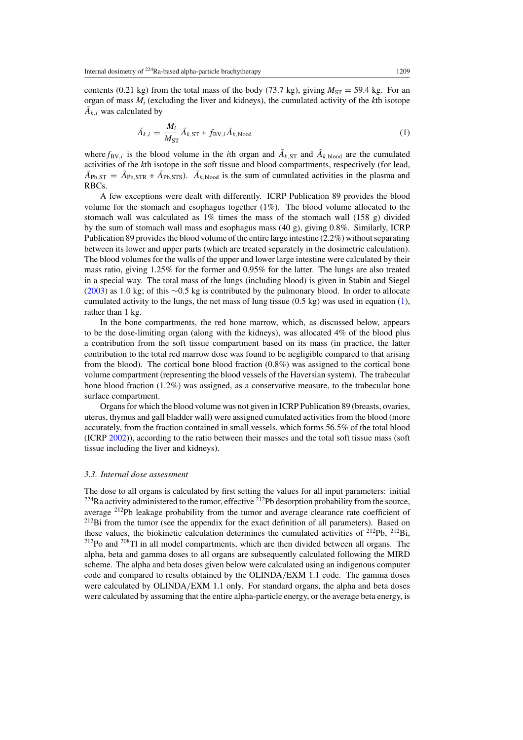contents (0.21 kg) from the total mass of the body (73.7 kg), giving $M_{\mathrm{ST}} = 59.4$ kg. For an organ of mass $M_i$ (excluding the liver and kidneys), the cumulated activity of the $k$th isotope $\tilde{A}_{k,i}$ was calculated by

$$\tilde{A}_{k,i} = \frac{M_i}{M_{\mathrm{ST}}} \tilde{A}_{k,\mathrm{ST}} + f_{\mathrm{BV},i} \tilde{A}_{k,\mathrm{blood}} \tag{1}$$

where $f_{\mathrm{BV},i}$ is the blood volume in the $i$th organ and $\tilde{A}_{k,\mathrm{ST}}$ and $\tilde{A}_{k,\mathrm{blood}}$ are the cumulated activities of the $k$th isotope in the soft tissue and blood compartments, respectively (for lead, $\tilde{A}_{\mathrm{Pb,ST}} = \tilde{A}_{\mathrm{Pb,STR}} + \tilde{A}_{\mathrm{Pb,STS}}$). $\tilde{A}_{k,\mathrm{blood}}$ is the sum of cumulated activities in the plasma and RBCs.

A few exceptions were dealt with differently. ICRP Publication 89 provides the blood volume for the stomach and esophagus together (1%). The blood volume allocated to the stomach wall was calculated as 1% times the mass of the stomach wall (158 g) divided by the sum of stomach wall mass and esophagus mass (40 g), giving 0.8%. Similarly, ICRP Publication 89 provides the blood volume of the entire large intestine (2.2%) without separating between its lower and upper parts (which are treated separately in the dosimetric calculation). The blood volumes for the walls of the upper and lower large intestine were calculated by their mass ratio, giving 1.25% for the former and 0.95% for the latter. The lungs are also treated in a special way. The total mass of the lungs (including blood) is given in Stabin and Siegel (2003) as 1.0 kg; of this ~0.5 kg is contributed by the pulmonary blood. In order to allocate cumulated activity to the lungs, the net mass of lung tissue (0.5 kg) was used in equation (1), rather than 1 kg.

In the bone compartments, the red bone marrow, which, as discussed below, appears to be the dose-limiting organ (along with the kidneys), was allocated 4% of the blood plus a contribution from the soft tissue compartment based on its mass (in practice, the latter contribution to the total red marrow dose was found to be negligible compared to that arising from the blood). The cortical bone blood fraction (0.8%) was assigned to the cortical bone volume compartment (representing the blood vessels of the Haversian system). The trabecular bone blood fraction (1.2%) was assigned, as a conservative measure, to the trabecular bone surface compartment.

Organs for which the blood volume was not given in ICRP Publication 89 (breasts, ovaries, uterus, thymus and gall bladder wall) were assigned cumulated activities from the blood (more accurately, from the fraction contained in small vessels, which forms 56.5% of the total blood (ICRP 2002)), according to the ratio between their masses and the total soft tissue mass (soft tissue including the liver and kidneys).

### 3.3. Internal dose assessment

The dose to all organs is calculated by first setting the values for all input parameters: initial $^{224}$Ra activity administered to the tumor, effective $^{212}$Pb desorption probability from the source, average $^{212}$Pb leakage probability from the tumor and average clearance rate coefficient of $^{212}$Bi from the tumor (see the appendix for the exact definition of all parameters). Based on these values, the biokinetic calculation determines the cumulated activities of $^{212}$Pb, $^{212}$Bi, $^{212}$Po and $^{208}$Tl in all model compartments, which are then divided between all organs. The alpha, beta and gamma doses to all organs are subsequently calculated following the MIRD scheme. The alpha and beta doses given below were calculated using an indigenous computer code and compared to results obtained by the OLINDA/EXM 1.1 code. The gamma doses were calculated by OLINDA/EXM 1.1 only. For standard organs, the alpha and beta doses were calculated by assuming that the entire alpha-particle energy, or the average beta energy, is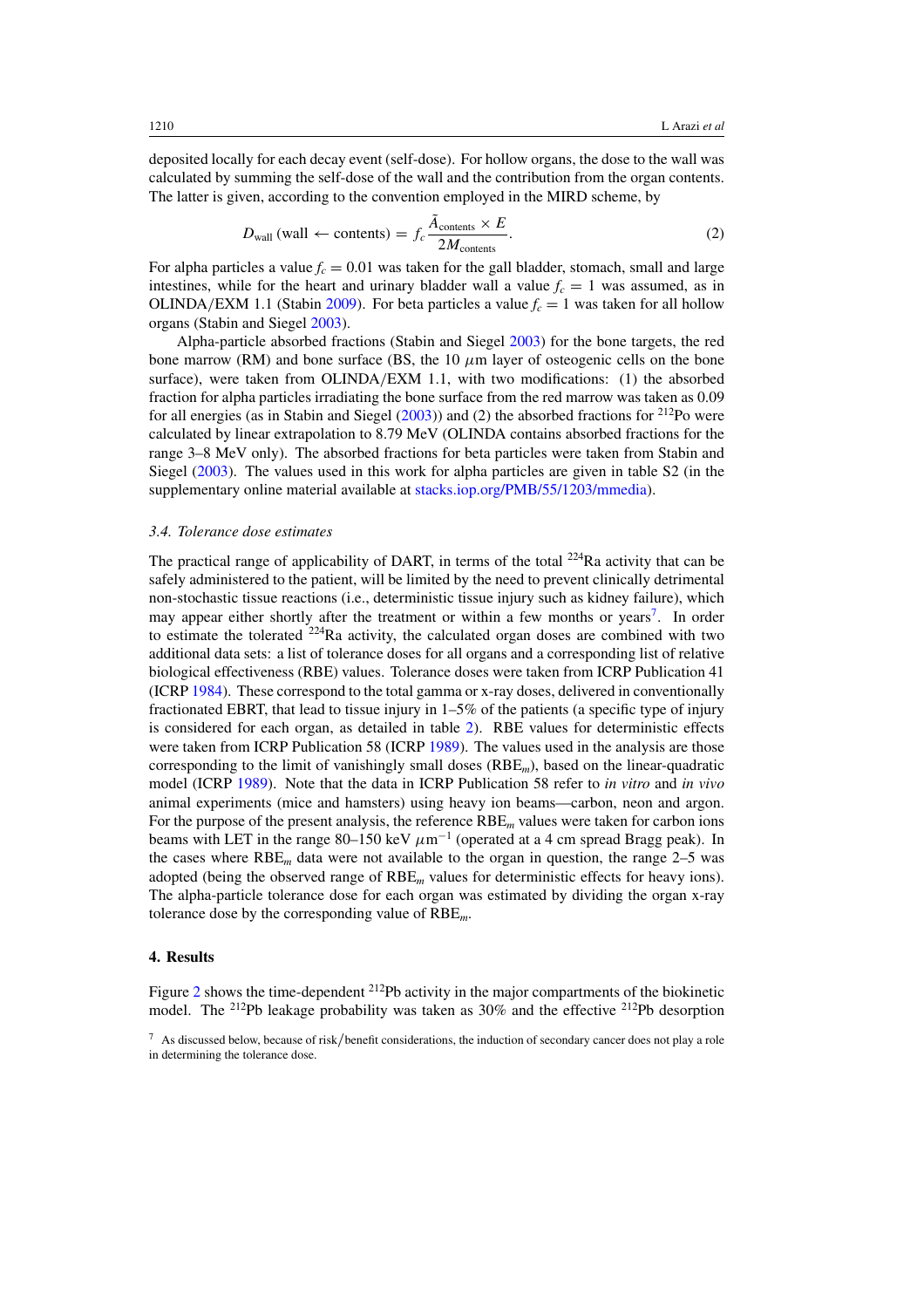deposited locally for each decay event (self-dose). For hollow organs, the dose to the wall was calculated by summing the self-dose of the wall and the contribution from the organ contents. The latter is given, according to the convention employed in the MIRD scheme, by

$$D_{\text{wall}}\,(\text{wall} \leftarrow \text{contents}) = f_c \frac{\tilde{A}_{\text{contents}} \times E}{2M_{\text{contents}}}. \tag{2}$$

For alpha particles a value $f_c = 0.01$ was taken for the gall bladder, stomach, small and large intestines, while for the heart and urinary bladder wall a value $f_c = 1$ was assumed, as in OLINDA/EXM 1.1 (Stabin 2009). For beta particles a value $f_c = 1$ was taken for all hollow organs (Stabin and Siegel 2003).

Alpha-particle absorbed fractions (Stabin and Siegel 2003) for the bone targets, the red bone marrow (RM) and bone surface (BS, the 10 $\mu$m layer of osteogenic cells on the bone surface), were taken from OLINDA/EXM 1.1, with two modifications: (1) the absorbed fraction for alpha particles irradiating the bone surface from the red marrow was taken as 0.09 for all energies (as in Stabin and Siegel (2003)) and (2) the absorbed fractions for $^{212}$Po were calculated by linear extrapolation to 8.79 MeV (OLINDA contains absorbed fractions for the range 3–8 MeV only). The absorbed fractions for beta particles were taken from Stabin and Siegel (2003). The values used in this work for alpha particles are given in table S2 (in the supplementary online material available at stacks.iop.org/PMB/55/1203/mmedia).

### *3.4. Tolerance dose estimates*

The practical range of applicability of DART, in terms of the total $^{224}$Ra activity that can be safely administered to the patient, will be limited by the need to prevent clinically detrimental non-stochastic tissue reactions (i.e., deterministic tissue injury such as kidney failure), which may appear either shortly after the treatment or within a few months or years[7]. In order to estimate the tolerated $^{224}$Ra activity, the calculated organ doses are combined with two additional data sets: a list of tolerance doses for all organs and a corresponding list of relative biological effectiveness (RBE) values. Tolerance doses were taken from ICRP Publication 41 (ICRP 1984). These correspond to the total gamma or x-ray doses, delivered in conventionally fractionated EBRT, that lead to tissue injury in 1–5% of the patients (a specific type of injury is considered for each organ, as detailed in table 2). RBE values for deterministic effects were taken from ICRP Publication 58 (ICRP 1989). The values used in the analysis are those corresponding to the limit of vanishingly small doses (RBE$_m$), based on the linear-quadratic model (ICRP 1989). Note that the data in ICRP Publication 58 refer to *in vitro* and *in vivo* animal experiments (mice and hamsters) using heavy ion beams—carbon, neon and argon. For the purpose of the present analysis, the reference RBE$_m$ values were taken for carbon ions beams with LET in the range 80–150 keV $\mu$m$^{-1}$ (operated at a 4 cm spread Bragg peak). In the cases where RBE$_m$ data were not available to the organ in question, the range 2–5 was adopted (being the observed range of RBE$_m$ values for deterministic effects for heavy ions). The alpha-particle tolerance dose for each organ was estimated by dividing the organ x-ray tolerance dose by the corresponding value of RBE$_m$.

## 4. Results

Figure 2 shows the time-dependent $^{212}$Pb activity in the major compartments of the biokinetic model. The $^{212}$Pb leakage probability was taken as 30% and the effective $^{212}$Pb desorption

[7] As discussed below, because of risk/benefit considerations, the induction of secondary cancer does not play a role in determining the tolerance dose.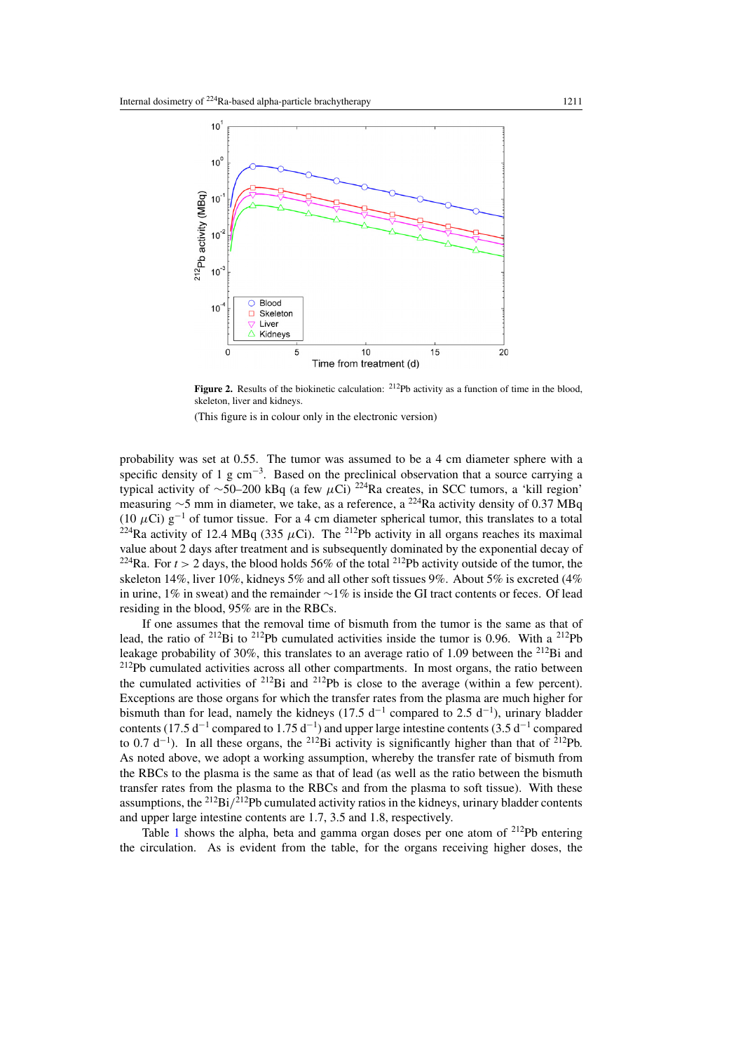**Figure 2.** Results of the biokinetic calculation: $^{212}$Pb activity as a function of time in the blood, skeleton, liver and kidneys.

(This figure is in colour only in the electronic version)

probability was set at 0.55. The tumor was assumed to be a 4 cm diameter sphere with a specific density of 1 g cm$^{-3}$. Based on the preclinical observation that a source carrying a typical activity of ~50–200 kBq (a few $\mu$Ci) $^{224}$Ra creates, in SCC tumors, a 'kill region' measuring ~5 mm in diameter, we take, as a reference, a $^{224}$Ra activity density of 0.37 MBq (10 $\mu$Ci) g$^{-1}$ of tumor tissue. For a 4 cm diameter spherical tumor, this translates to a total $^{224}$Ra activity of 12.4 MBq (335 $\mu$Ci). The $^{212}$Pb activity in all organs reaches its maximal value about 2 days after treatment and is subsequently dominated by the exponential decay of $^{224}$Ra. For $t > 2$ days, the blood holds 56% of the total $^{212}$Pb activity outside of the tumor, the skeleton 14%, liver 10%, kidneys 5% and all other soft tissues 9%. About 5% is excreted (4% in urine, 1% in sweat) and the remainder ~1% is inside the GI tract contents or feces. Of lead residing in the blood, 95% are in the RBCs.

If one assumes that the removal time of bismuth from the tumor is the same as that of lead, the ratio of $^{212}$Bi to $^{212}$Pb cumulated activities inside the tumor is 0.96. With a $^{212}$Pb leakage probability of 30%, this translates to an average ratio of 1.09 between the $^{212}$Bi and $^{212}$Pb cumulated activities across all other compartments. In most organs, the ratio between the cumulated activities of $^{212}$Bi and $^{212}$Pb is close to the average (within a few percent). Exceptions are those organs for which the transfer rates from the plasma are much higher for bismuth than for lead, namely the kidneys (17.5 d$^{-1}$ compared to 2.5 d$^{-1}$), urinary bladder contents (17.5 d$^{-1}$ compared to 1.75 d$^{-1}$) and upper large intestine contents (3.5 d$^{-1}$ compared to 0.7 d$^{-1}$). In all these organs, the $^{212}$Bi activity is significantly higher than that of $^{212}$Pb. As noted above, we adopt a working assumption, whereby the transfer rate of bismuth from the RBCs to the plasma is the same as that of lead (as well as the ratio between the bismuth transfer rates from the plasma to the RBCs and from the plasma to soft tissue). With these assumptions, the $^{212}$Bi/$^{212}$Pb cumulated activity ratios in the kidneys, urinary bladder contents and upper large intestine contents are 1.7, 3.5 and 1.8, respectively.

Table 1 shows the alpha, beta and gamma organ doses per one atom of $^{212}$Pb entering the circulation. As is evident from the table, for the organs receiving higher doses, the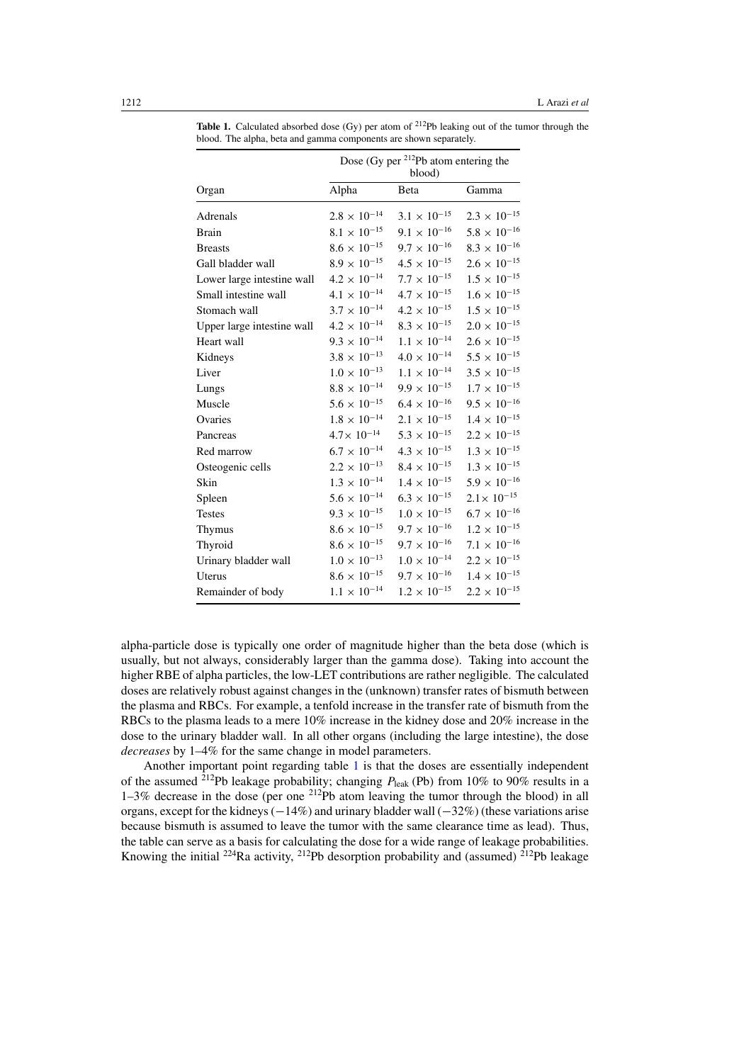**Table 1.** Calculated absorbed dose (Gy) per atom of $^{212}$Pb leaking out of the tumor through the blood. The alpha, beta and gamma components are shown separately.

| | Dose (Gy per $^{212}$Pb atom entering the blood) | | |
|---|---|---|---|
| Organ | Alpha | Beta | Gamma |
| Adrenals | $2.8 \times 10^{-14}$ | $3.1 \times 10^{-15}$ | $2.3 \times 10^{-15}$ |
| Brain | $8.1 \times 10^{-15}$ | $9.1 \times 10^{-16}$ | $5.8 \times 10^{-16}$ |
| Breasts | $8.6 \times 10^{-15}$ | $9.7 \times 10^{-16}$ | $8.3 \times 10^{-16}$ |
| Gall bladder wall | $8.9 \times 10^{-15}$ | $4.5 \times 10^{-15}$ | $2.6 \times 10^{-15}$ |
| Lower large intestine wall | $4.2 \times 10^{-14}$ | $7.7 \times 10^{-15}$ | $1.5 \times 10^{-15}$ |
| Small intestine wall | $4.1 \times 10^{-14}$ | $4.7 \times 10^{-15}$ | $1.6 \times 10^{-15}$ |
| Stomach wall | $3.7 \times 10^{-14}$ | $4.2 \times 10^{-15}$ | $1.5 \times 10^{-15}$ |
| Upper large intestine wall | $4.2 \times 10^{-14}$ | $8.3 \times 10^{-15}$ | $2.0 \times 10^{-15}$ |
| Heart wall | $9.3 \times 10^{-14}$ | $1.1 \times 10^{-14}$ | $2.6 \times 10^{-15}$ |
| Kidneys | $3.8 \times 10^{-13}$ | $4.0 \times 10^{-14}$ | $5.5 \times 10^{-15}$ |
| Liver | $1.0 \times 10^{-13}$ | $1.1 \times 10^{-14}$ | $3.5 \times 10^{-15}$ |
| Lungs | $8.8 \times 10^{-14}$ | $9.9 \times 10^{-15}$ | $1.7 \times 10^{-15}$ |
| Muscle | $5.6 \times 10^{-15}$ | $6.4 \times 10^{-16}$ | $9.5 \times 10^{-16}$ |
| Ovaries | $1.8 \times 10^{-14}$ | $2.1 \times 10^{-15}$ | $1.4 \times 10^{-15}$ |
| Pancreas | $4.7 \times 10^{-14}$ | $5.3 \times 10^{-15}$ | $2.2 \times 10^{-15}$ |
| Red marrow | $6.7 \times 10^{-14}$ | $4.3 \times 10^{-15}$ | $1.3 \times 10^{-15}$ |
| Osteogenic cells | $2.2 \times 10^{-13}$ | $8.4 \times 10^{-15}$ | $1.3 \times 10^{-15}$ |
| Skin | $1.3 \times 10^{-14}$ | $1.4 \times 10^{-15}$ | $5.9 \times 10^{-16}$ |
| Spleen | $5.6 \times 10^{-14}$ | $6.3 \times 10^{-15}$ | $2.1 \times 10^{-15}$ |
| Testes | $9.3 \times 10^{-15}$ | $1.0 \times 10^{-15}$ | $6.7 \times 10^{-16}$ |
| Thymus | $8.6 \times 10^{-15}$ | $9.7 \times 10^{-16}$ | $1.2 \times 10^{-15}$ |
| Thyroid | $8.6 \times 10^{-15}$ | $9.7 \times 10^{-16}$ | $7.1 \times 10^{-16}$ |
| Urinary bladder wall | $1.0 \times 10^{-13}$ | $1.0 \times 10^{-14}$ | $2.2 \times 10^{-15}$ |
| Uterus | $8.6 \times 10^{-15}$ | $9.7 \times 10^{-16}$ | $1.4 \times 10^{-15}$ |
| Remainder of body | $1.1 \times 10^{-14}$ | $1.2 \times 10^{-15}$ | $2.2 \times 10^{-15}$ |

alpha-particle dose is typically one order of magnitude higher than the beta dose (which is usually, but not always, considerably larger than the gamma dose). Taking into account the higher RBE of alpha particles, the low-LET contributions are rather negligible. The calculated doses are relatively robust against changes in the (unknown) transfer rates of bismuth between the plasma and RBCs. For example, a tenfold increase in the transfer rate of bismuth from the RBCs to the plasma leads to a mere 10% increase in the kidney dose and 20% increase in the dose to the urinary bladder wall. In all other organs (including the large intestine), the dose *decreases* by 1–4% for the same change in model parameters.

Another important point regarding table 1 is that the doses are essentially independent of the assumed $^{212}$Pb leakage probability; changing $P_{\text{leak}}$ (Pb) from 10% to 90% results in a 1–3% decrease in the dose (per one $^{212}$Pb atom leaving the tumor through the blood) in all organs, except for the kidneys (−14%) and urinary bladder wall (−32%) (these variations arise because bismuth is assumed to leave the tumor with the same clearance time as lead). Thus, the table can serve as a basis for calculating the dose for a wide range of leakage probabilities. Knowing the initial $^{224}$Ra activity, $^{212}$Pb desorption probability and (assumed) $^{212}$Pb leakage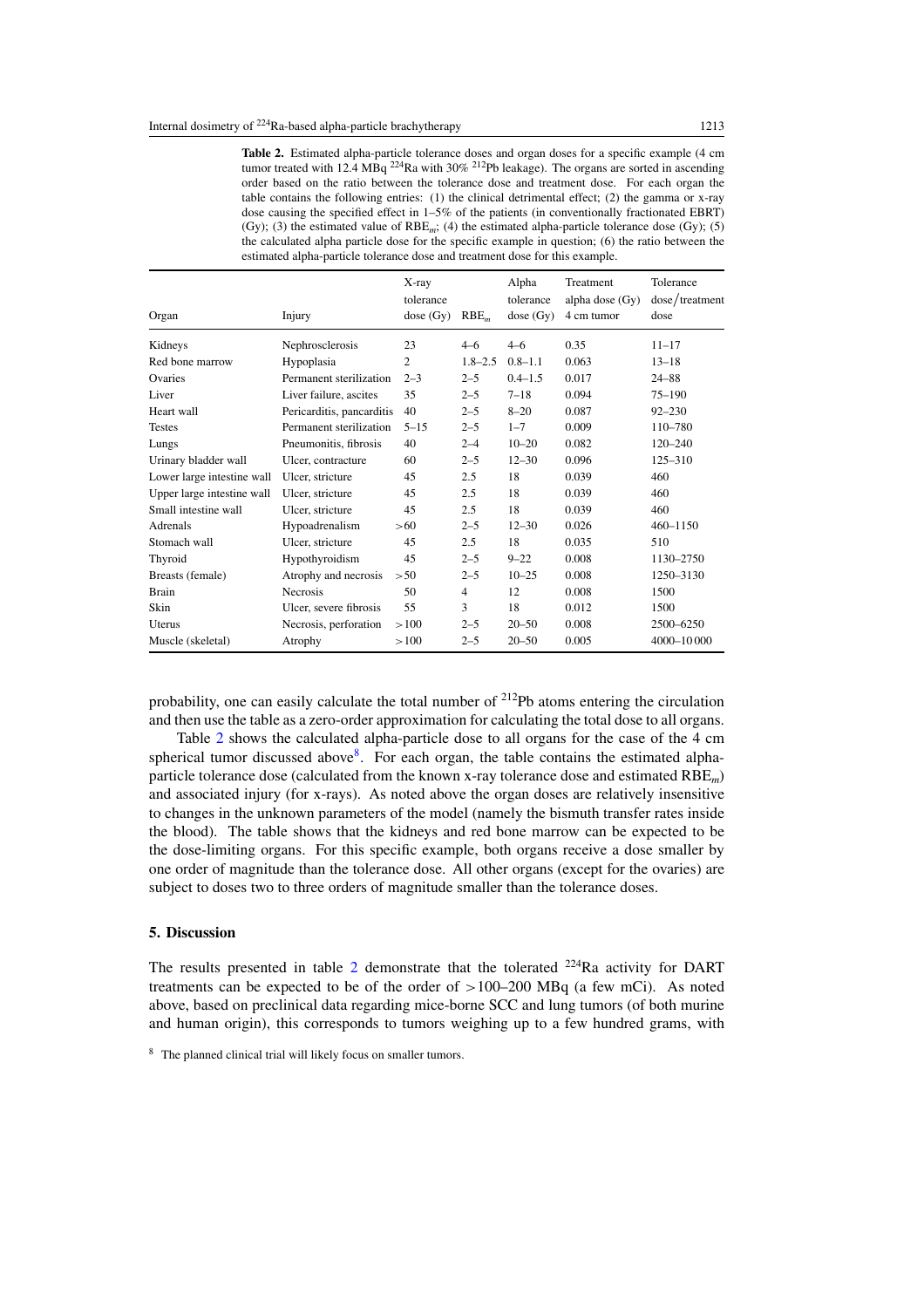**Table 2.** Estimated alpha-particle tolerance doses and organ doses for a specific example (4 cm tumor treated with 12.4 MBq $^{224}$Ra with 30% $^{212}$Pb leakage). The organs are sorted in ascending order based on the ratio between the tolerance dose and treatment dose. For each organ the table contains the following entries: (1) the clinical detrimental effect; (2) the gamma or x-ray dose causing the specified effect in 1–5% of the patients (in conventionally fractionated EBRT) (Gy); (3) the estimated value of $RBE_m$; (4) the estimated alpha-particle tolerance dose (Gy); (5) the calculated alpha particle dose for the specific example in question; (6) the ratio between the estimated alpha-particle tolerance dose and treatment dose for this example.

| Organ | Injury | X-ray tolerance dose (Gy) | $RBE_m$ | Alpha tolerance dose (Gy) | Treatment alpha dose (Gy) 4 cm tumor | Tolerance dose/treatment dose |
|---|---|---|---|---|---|---|
| Kidneys | Nephrosclerosis | 23 | 4–6 | 4–6 | 0.35 | 11–17 |
| Red bone marrow | Hypoplasia | 2 | 1.8–2.5 | 0.8–1.1 | 0.063 | 13–18 |
| Ovaries | Permanent sterilization | 2–3 | 2–5 | 0.4–1.5 | 0.017 | 24–88 |
| Liver | Liver failure, ascites | 35 | 2–5 | 7–18 | 0.094 | 75–190 |
| Heart wall | Pericarditis, pancarditis | 40 | 2–5 | 8–20 | 0.087 | 92–230 |
| Testes | Permanent sterilization | 5–15 | 2–5 | 1–7 | 0.009 | 110–780 |
| Lungs | Pneumonitis, fibrosis | 40 | 2–4 | 10–20 | 0.082 | 120–240 |
| Urinary bladder wall | Ulcer, contracture | 60 | 2–5 | 12–30 | 0.096 | 125–310 |
| Lower large intestine wall | Ulcer, stricture | 45 | 2.5 | 18 | 0.039 | 460 |
| Upper large intestine wall | Ulcer, stricture | 45 | 2.5 | 18 | 0.039 | 460 |
| Small intestine wall | Ulcer, stricture | 45 | 2.5 | 18 | 0.039 | 460 |
| Adrenals | Hypoadrenalism | >60 | 2–5 | 12–30 | 0.026 | 460–1150 |
| Stomach wall | Ulcer, stricture | 45 | 2.5 | 18 | 0.035 | 510 |
| Thyroid | Hypothyroidism | 45 | 2–5 | 9–22 | 0.008 | 1130–2750 |
| Breasts (female) | Atrophy and necrosis | >50 | 2–5 | 10–25 | 0.008 | 1250–3130 |
| Brain | Necrosis | 50 | 4 | 12 | 0.008 | 1500 |
| Skin | Ulcer, severe fibrosis | 55 | 3 | 18 | 0.012 | 1500 |
| Uterus | Necrosis, perforation | >100 | 2–5 | 20–50 | 0.008 | 2500–6250 |
| Muscle (skeletal) | Atrophy | >100 | 2–5 | 20–50 | 0.005 | 4000–10 000 |

probability, one can easily calculate the total number of $^{212}$Pb atoms entering the circulation and then use the table as a zero-order approximation for calculating the total dose to all organs.

Table 2 shows the calculated alpha-particle dose to all organs for the case of the 4 cm spherical tumor discussed above[8]. For each organ, the table contains the estimated alpha-particle tolerance dose (calculated from the known x-ray tolerance dose and estimated $RBE_m$) and associated injury (for x-rays). As noted above the organ doses are relatively insensitive to changes in the unknown parameters of the model (namely the bismuth transfer rates inside the blood). The table shows that the kidneys and red bone marrow can be expected to be the dose-limiting organs. For this specific example, both organs receive a dose smaller by one order of magnitude than the tolerance dose. All other organs (except for the ovaries) are subject to doses two to three orders of magnitude smaller than the tolerance doses.

## 5. Discussion

The results presented in table 2 demonstrate that the tolerated $^{224}$Ra activity for DART treatments can be expected to be of the order of >100–200 MBq (a few mCi). As noted above, based on preclinical data regarding mice-borne SCC and lung tumors (of both murine and human origin), this corresponds to tumors weighing up to a few hundred grams, with

[8] The planned clinical trial will likely focus on smaller tumors.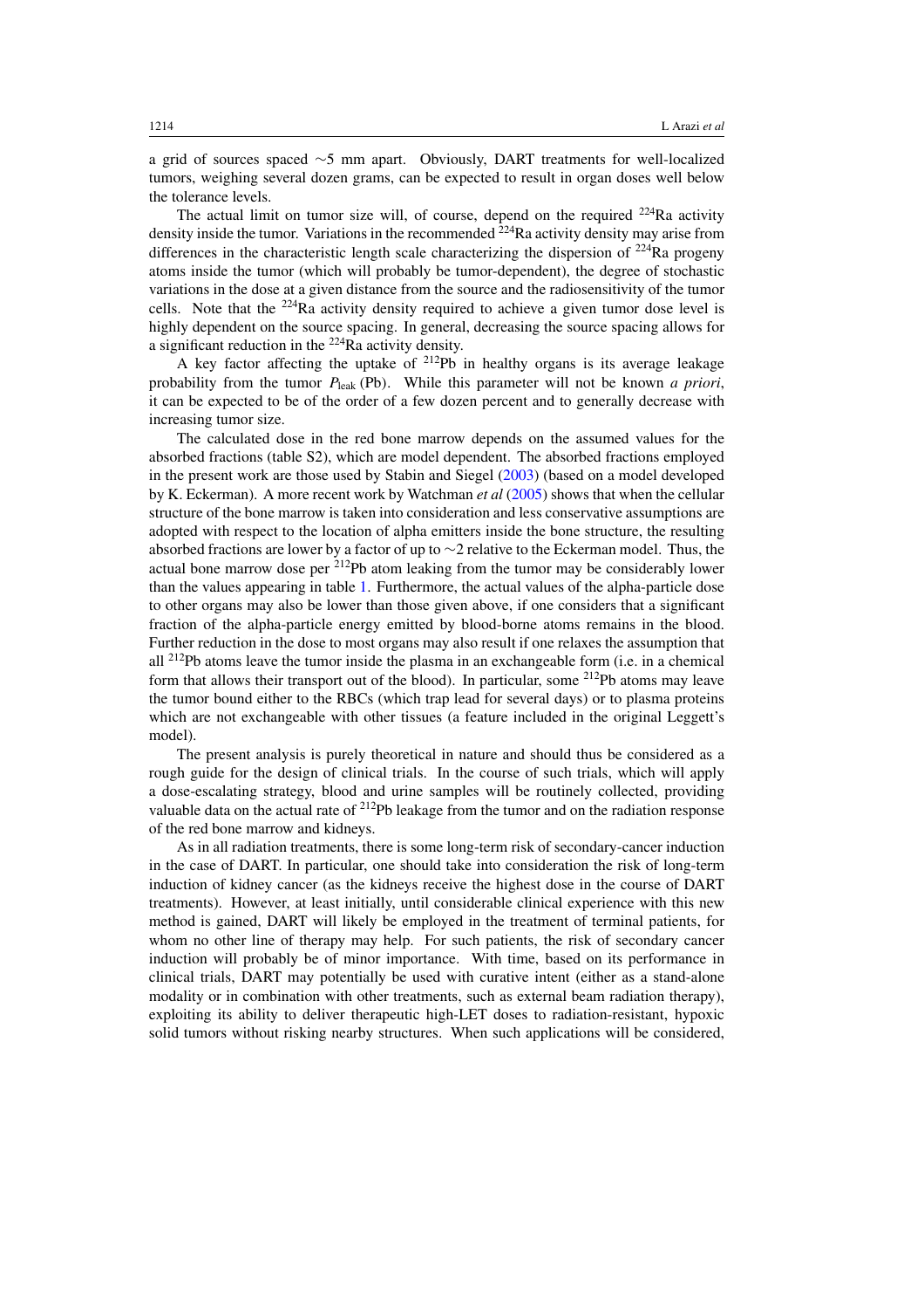a grid of sources spaced ~5 mm apart. Obviously, DART treatments for well-localized tumors, weighing several dozen grams, can be expected to result in organ doses well below the tolerance levels.

The actual limit on tumor size will, of course, depend on the required $^{224}$Ra activity density inside the tumor. Variations in the recommended $^{224}$Ra activity density may arise from differences in the characteristic length scale characterizing the dispersion of $^{224}$Ra progeny atoms inside the tumor (which will probably be tumor-dependent), the degree of stochastic variations in the dose at a given distance from the source and the radiosensitivity of the tumor cells. Note that the $^{224}$Ra activity density required to achieve a given tumor dose level is highly dependent on the source spacing. In general, decreasing the source spacing allows for a significant reduction in the $^{224}$Ra activity density.

A key factor affecting the uptake of $^{212}$Pb in healthy organs is its average leakage probability from the tumor $P_{\text{leak}}$ (Pb). While this parameter will not be known *a priori*, it can be expected to be of the order of a few dozen percent and to generally decrease with increasing tumor size.

The calculated dose in the red bone marrow depends on the assumed values for the absorbed fractions (table S2), which are model dependent. The absorbed fractions employed in the present work are those used by Stabin and Siegel (2003) (based on a model developed by K. Eckerman). A more recent work by Watchman *et al* (2005) shows that when the cellular structure of the bone marrow is taken into consideration and less conservative assumptions are adopted with respect to the location of alpha emitters inside the bone structure, the resulting absorbed fractions are lower by a factor of up to ~2 relative to the Eckerman model. Thus, the actual bone marrow dose per $^{212}$Pb atom leaking from the tumor may be considerably lower than the values appearing in table 1. Furthermore, the actual values of the alpha-particle dose to other organs may also be lower than those given above, if one considers that a significant fraction of the alpha-particle energy emitted by blood-borne atoms remains in the blood. Further reduction in the dose to most organs may also result if one relaxes the assumption that all $^{212}$Pb atoms leave the tumor inside the plasma in an exchangeable form (i.e. in a chemical form that allows their transport out of the blood). In particular, some $^{212}$Pb atoms may leave the tumor bound either to the RBCs (which trap lead for several days) or to plasma proteins which are not exchangeable with other tissues (a feature included in the original Leggett's model).

The present analysis is purely theoretical in nature and should thus be considered as a rough guide for the design of clinical trials. In the course of such trials, which will apply a dose-escalating strategy, blood and urine samples will be routinely collected, providing valuable data on the actual rate of $^{212}$Pb leakage from the tumor and on the radiation response of the red bone marrow and kidneys.

As in all radiation treatments, there is some long-term risk of secondary-cancer induction in the case of DART. In particular, one should take into consideration the risk of long-term induction of kidney cancer (as the kidneys receive the highest dose in the course of DART treatments). However, at least initially, until considerable clinical experience with this new method is gained, DART will likely be employed in the treatment of terminal patients, for whom no other line of therapy may help. For such patients, the risk of secondary cancer induction will probably be of minor importance. With time, based on its performance in clinical trials, DART may potentially be used with curative intent (either as a stand-alone modality or in combination with other treatments, such as external beam radiation therapy), exploiting its ability to deliver therapeutic high-LET doses to radiation-resistant, hypoxic solid tumors without risking nearby structures. When such applications will be considered,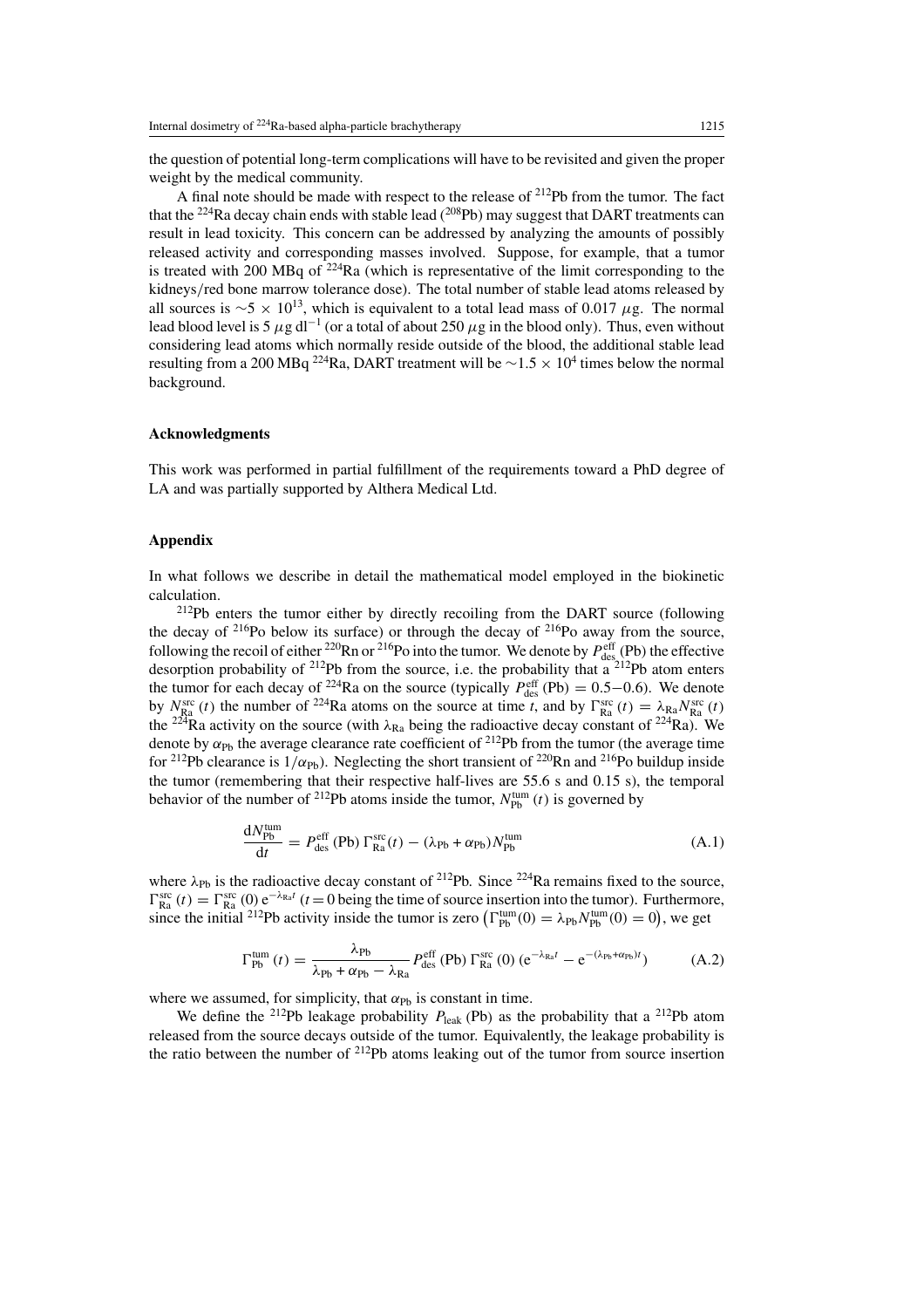the question of potential long-term complications will have to be revisited and given the proper weight by the medical community.

A final note should be made with respect to the release of $^{212}$Pb from the tumor. The fact that the $^{224}$Ra decay chain ends with stable lead ($^{208}$Pb) may suggest that DART treatments can result in lead toxicity. This concern can be addressed by analyzing the amounts of possibly released activity and corresponding masses involved. Suppose, for example, that a tumor is treated with 200 MBq of $^{224}$Ra (which is representative of the limit corresponding to the kidneys/red bone marrow tolerance dose). The total number of stable lead atoms released by all sources is $\sim 5 \times 10^{13}$, which is equivalent to a total lead mass of 0.017 $\mu$g. The normal lead blood level is 5 $\mu$g dl$^{-1}$ (or a total of about 250 $\mu$g in the blood only). Thus, even without considering lead atoms which normally reside outside of the blood, the additional stable lead resulting from a 200 MBq $^{224}$Ra, DART treatment will be $\sim 1.5 \times 10^4$ times below the normal background.

### Acknowledgments

This work was performed in partial fulfillment of the requirements toward a PhD degree of LA and was partially supported by Althera Medical Ltd.

### Appendix

In what follows we describe in detail the mathematical model employed in the biokinetic calculation.

$^{212}$Pb enters the tumor either by directly recoiling from the DART source (following the decay of $^{216}$Po below its surface) or through the decay of $^{216}$Po away from the source, following the recoil of either $^{220}$Rn or $^{216}$Po into the tumor. We denote by $P_{\text{des}}^{\text{eff}}(\text{Pb})$ the effective desorption probability of $^{212}$Pb from the source, i.e. the probability that a $^{212}$Pb atom enters the tumor for each decay of $^{224}$Ra on the source (typically $P_{\text{des}}^{\text{eff}}(\text{Pb}) = 0.5–0.6$). We denote by $N_{\text{Ra}}^{\text{src}}(t)$ the number of $^{224}$Ra atoms on the source at time $t$, and by $\Gamma_{\text{Ra}}^{\text{src}}(t) = \lambda_{\text{Ra}} N_{\text{Ra}}^{\text{src}}(t)$ the $^{224}$Ra activity on the source (with $\lambda_{\text{Ra}}$ being the radioactive decay constant of $^{224}$Ra). We denote by $\alpha_{\text{Pb}}$ the average clearance rate coefficient of $^{212}$Pb from the tumor (the average time for $^{212}$Pb clearance is $1/\alpha_{\text{Pb}}$). Neglecting the short transient of $^{220}$Rn and $^{216}$Po buildup inside the tumor (remembering that their respective half-lives are 55.6 s and 0.15 s), the temporal behavior of the number of $^{212}$Pb atoms inside the tumor, $N_{\text{Pb}}^{\text{tum}}(t)$ is governed by

$$\frac{dN_{\text{Pb}}^{\text{tum}}}{dt} = P_{\text{des}}^{\text{eff}}(\text{Pb})\,\Gamma_{\text{Ra}}^{\text{src}}(t) - (\lambda_{\text{Pb}} + \alpha_{\text{Pb}}) N_{\text{Pb}}^{\text{tum}} \tag{A.1}$$

where $\lambda_{\text{Pb}}$ is the radioactive decay constant of $^{212}$Pb. Since $^{224}$Ra remains fixed to the source, $\Gamma_{\text{Ra}}^{\text{src}}(t) = \Gamma_{\text{Ra}}^{\text{src}}(0)\,e^{-\lambda_{\text{Ra}} t}$ ($t = 0$ being the time of source insertion into the tumor). Furthermore, since the initial $^{212}$Pb activity inside the tumor is zero $\left(\Gamma_{\text{Pb}}^{\text{tum}}(0) = \lambda_{\text{Pb}} N_{\text{Pb}}^{\text{tum}}(0) = 0\right)$, we get

$$\Gamma_{\text{Pb}}^{\text{tum}}(t) = \frac{\lambda_{\text{Pb}}}{\lambda_{\text{Pb}} + \alpha_{\text{Pb}} - \lambda_{\text{Ra}}} P_{\text{des}}^{\text{eff}}(\text{Pb})\,\Gamma_{\text{Ra}}^{\text{src}}(0)\,(e^{-\lambda_{\text{Ra}} t} - e^{-(\lambda_{\text{Pb}} + \alpha_{\text{Pb}}) t}) \tag{A.2}$$

where we assumed, for simplicity, that $\alpha_{\text{Pb}}$ is constant in time.

We define the $^{212}$Pb leakage probability $P_{\text{leak}}(\text{Pb})$ as the probability that a $^{212}$Pb atom released from the source decays outside of the tumor. Equivalently, the leakage probability is the ratio between the number of $^{212}$Pb atoms leaking out of the tumor from source insertion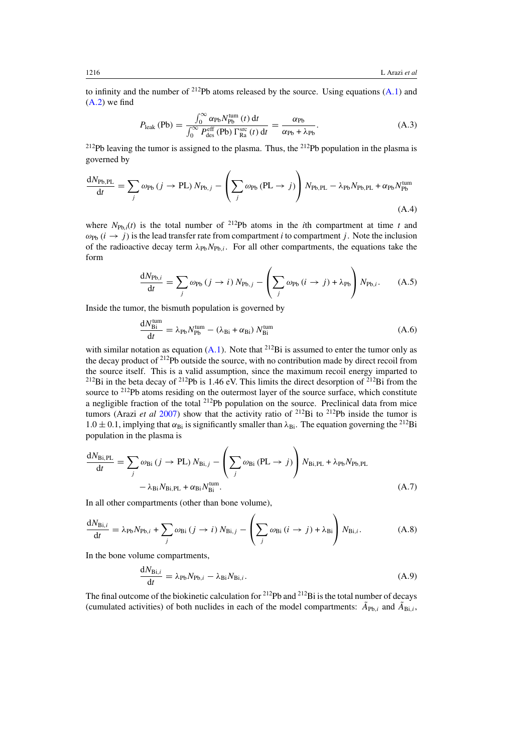to infinity and the number of $^{212}$Pb atoms released by the source. Using equations (A.1) and (A.2) we find

$$P_{\mathrm{leak}}\,(\mathrm{Pb}) = \frac{\int_0^\infty \alpha_{\mathrm{Pb}} N_{\mathrm{Pb}}^{\mathrm{tum}}\,(t)\,\mathrm{d}t}{\int_0^\infty P_{\mathrm{des}}^{\mathrm{eff}}\,(\mathrm{Pb})\,\Gamma_{\mathrm{Ra}}^{\mathrm{src}}\,(t)\,\mathrm{d}t} = \frac{\alpha_{\mathrm{Pb}}}{\alpha_{\mathrm{Pb}} + \lambda_{\mathrm{Pb}}}. \tag{A.3}$$

$^{212}$Pb leaving the tumor is assigned to the plasma. Thus, the $^{212}$Pb population in the plasma is governed by

$$\frac{\mathrm{d}N_{\mathrm{Pb,PL}}}{\mathrm{d}t} = \sum_j \omega_{\mathrm{Pb}}\,(j \to \mathrm{PL})\,N_{\mathrm{Pb},j} - \left(\sum_j \omega_{\mathrm{Pb}}\,(\mathrm{PL} \to j)\right) N_{\mathrm{Pb,PL}} - \lambda_{\mathrm{Pb}} N_{\mathrm{Pb,PL}} + \alpha_{\mathrm{Pb}} N_{\mathrm{Pb}}^{\mathrm{tum}} \tag{A.4}$$

where $N_{\mathrm{Pb},i}(t)$ is the total number of $^{212}$Pb atoms in the $i$th compartment at time $t$ and $\omega_{\mathrm{Pb}}\,(i \to j)$ is the lead transfer rate from compartment $i$ to compartment $j$. Note the inclusion of the radioactive decay term $\lambda_{\mathrm{Pb}} N_{\mathrm{Pb},i}$. For all other compartments, the equations take the form

$$\frac{\mathrm{d}N_{\mathrm{Pb},i}}{\mathrm{d}t} = \sum_j \omega_{\mathrm{Pb}}\,(j \to i)\,N_{\mathrm{Pb},j} - \left(\sum_j \omega_{\mathrm{Pb}}\,(i \to j) + \lambda_{\mathrm{Pb}}\right) N_{\mathrm{Pb},i}. \tag{A.5}$$

Inside the tumor, the bismuth population is governed by

$$\frac{\mathrm{d}N_{\mathrm{Bi}}^{\mathrm{tum}}}{\mathrm{d}t} = \lambda_{\mathrm{Pb}} N_{\mathrm{Pb}}^{\mathrm{tum}} - (\lambda_{\mathrm{Bi}} + \alpha_{\mathrm{Bi}})\,N_{\mathrm{Bi}}^{\mathrm{tum}} \tag{A.6}$$

with similar notation as equation (A.1). Note that $^{212}$Bi is assumed to enter the tumor only as the decay product of $^{212}$Pb outside the source, with no contribution made by direct recoil from the source itself. This is a valid assumption, since the maximum recoil energy imparted to $^{212}$Bi in the beta decay of $^{212}$Pb is 1.46 eV. This limits the direct desorption of $^{212}$Bi from the source to $^{212}$Pb atoms residing on the outermost layer of the source surface, which constitute a negligible fraction of the total $^{212}$Pb population on the source. Preclinical data from mice tumors (Arazi *et al* 2007) show that the activity ratio of $^{212}$Bi to $^{212}$Pb inside the tumor is $1.0 \pm 0.1$, implying that $\alpha_{\mathrm{Bi}}$ is significantly smaller than $\lambda_{\mathrm{Bi}}$. The equation governing the $^{212}$Bi population in the plasma is

$$\frac{\mathrm{d}N_{\mathrm{Bi,PL}}}{\mathrm{d}t} = \sum_j \omega_{\mathrm{Bi}}\,(j \to \mathrm{PL})\,N_{\mathrm{Bi},j} - \left(\sum_j \omega_{\mathrm{Bi}}\,(\mathrm{PL} \to j)\right) N_{\mathrm{Bi,PL}} + \lambda_{\mathrm{Pb}} N_{\mathrm{Pb,PL}} - \lambda_{\mathrm{Bi}} N_{\mathrm{Bi,PL}} + \alpha_{\mathrm{Bi}} N_{\mathrm{Bi}}^{\mathrm{tum}}. \tag{A.7}$$

In all other compartments (other than bone volume),

$$\frac{\mathrm{d}N_{\mathrm{Bi},i}}{\mathrm{d}t} = \lambda_{\mathrm{Pb}} N_{\mathrm{Pb},i} + \sum_j \omega_{\mathrm{Bi}}\,(j \to i)\,N_{\mathrm{Bi},j} - \left(\sum_j \omega_{\mathrm{Bi}}\,(i \to j) + \lambda_{\mathrm{Bi}}\right) N_{\mathrm{Bi},i}. \tag{A.8}$$

In the bone volume compartments,

$$\frac{\mathrm{d}N_{\mathrm{Bi},i}}{\mathrm{d}t} = \lambda_{\mathrm{Pb}} N_{\mathrm{Pb},i} - \lambda_{\mathrm{Bi}} N_{\mathrm{Bi},i}. \tag{A.9}$$

The final outcome of the biokinetic calculation for $^{212}$Pb and $^{212}$Bi is the total number of decays (cumulated activities) of both nuclides in each of the model compartments: $\tilde{A}_{\mathrm{Pb},i}$ and $\tilde{A}_{\mathrm{Bi},i}$,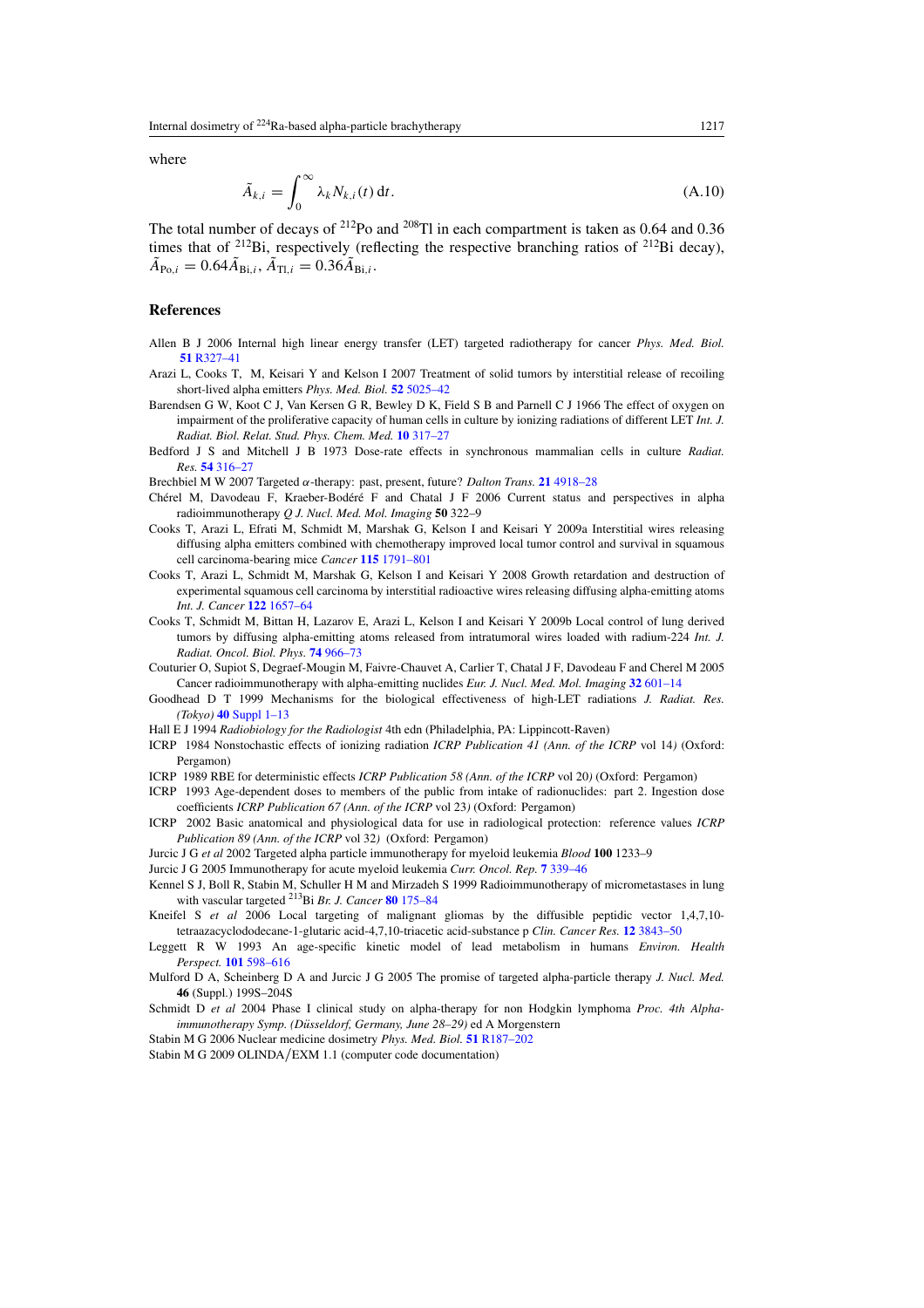where

$$\tilde{A}_{k,i} = \int_0^\infty \lambda_k N_{k,i}(t)\,\mathrm{d}t. \tag{A.10}$$

The total number of decays of $^{212}$Po and $^{208}$Tl in each compartment is taken as 0.64 and 0.36 times that of $^{212}$Bi, respectively (reflecting the respective branching ratios of $^{212}$Bi decay), $\tilde{A}_{\mathrm{Po},i} = 0.64\tilde{A}_{\mathrm{Bi},i}$, $\tilde{A}_{\mathrm{Tl},i} = 0.36\tilde{A}_{\mathrm{Bi},i}$.

## References

Allen B J 2006 Internal high linear energy transfer (LET) targeted radiotherapy for cancer *Phys. Med. Biol.* **51** R327–41

Arazi L, Cooks T, M, Keisari Y and Kelson I 2007 Treatment of solid tumors by interstitial release of recoiling short-lived alpha emitters *Phys. Med. Biol.* **52** 5025–42

Barendsen G W, Koot C J, Van Kersen G R, Bewley D K, Field S B and Parnell C J 1966 The effect of oxygen on impairment of the proliferative capacity of human cells in culture by ionizing radiations of different LET *Int. J. Radiat. Biol. Relat. Stud. Phys. Chem. Med.* **10** 317–27

Bedford J S and Mitchell J B 1973 Dose-rate effects in synchronous mammalian cells in culture *Radiat. Res.* **54** 316–27

Brechbiel M W 2007 Targeted $\alpha$-therapy: past, present, future? *Dalton Trans.* **21** 4918–28

Chérel M, Davodeau F, Kraeber-Bodéré F and Chatal J F 2006 Current status and perspectives in alpha radioimmunotherapy *Q J. Nucl. Med. Mol. Imaging* **50** 322–9

Cooks T, Arazi L, Efrati M, Schmidt M, Marshak G, Kelson I and Keisari Y 2009a Interstitial wires releasing diffusing alpha emitters combined with chemotherapy improved local tumor control and survival in squamous cell carcinoma-bearing mice *Cancer* **115** 1791–801

Cooks T, Arazi L, Schmidt M, Marshak G, Kelson I and Keisari Y 2008 Growth retardation and destruction of experimental squamous cell carcinoma by interstitial radioactive wires releasing diffusing alpha-emitting atoms *Int. J. Cancer* **122** 1657–64

Cooks T, Schmidt M, Bittan H, Lazarov E, Arazi L, Kelson I and Keisari Y 2009b Local control of lung derived tumors by diffusing alpha-emitting atoms released from intratumoral wires loaded with radium-224 *Int. J. Radiat. Oncol. Biol. Phys.* **74** 966–73

Couturier O, Supiot S, Degraef-Mougin M, Faivre-Chauvet A, Carlier T, Chatal J F, Davodeau F and Cherel M 2005 Cancer radioimmunotherapy with alpha-emitting nuclides *Eur. J. Nucl. Med. Mol. Imaging* **32** 601–14

Goodhead D T 1999 Mechanisms for the biological effectiveness of high-LET radiations *J. Radiat. Res. (Tokyo)* **40** Suppl 1–13

Hall E J 1994 *Radiobiology for the Radiologist* 4th edn (Philadelphia, PA: Lippincott-Raven)

ICRP 1984 Nonstochastic effects of ionizing radiation *ICRP Publication 41 (Ann. of the ICRP* vol 14*)* (Oxford: Pergamon)

ICRP 1989 RBE for deterministic effects *ICRP Publication 58 (Ann. of the ICRP* vol 20*)* (Oxford: Pergamon)

ICRP 1993 Age-dependent doses to members of the public from intake of radionuclides: part 2. Ingestion dose coefficients *ICRP Publication 67 (Ann. of the ICRP* vol 23*)* (Oxford: Pergamon)

ICRP 2002 Basic anatomical and physiological data for use in radiological protection: reference values *ICRP Publication 89 (Ann. of the ICRP* vol 32*)* (Oxford: Pergamon)

Jurcic J G *et al* 2002 Targeted alpha particle immunotherapy for myeloid leukemia *Blood* **100** 1233–9

Jurcic J G 2005 Immunotherapy for acute myeloid leukemia *Curr. Oncol. Rep.* **7** 339–46

Kennel S J, Boll R, Stabin M, Schuller H M and Mirzadeh S 1999 Radioimmunotherapy of micrometastases in lung with vascular targeted $^{213}$Bi *Br. J. Cancer* **80** 175–84

Kneifel S *et al* 2006 Local targeting of malignant gliomas by the diffusible peptidic vector 1,4,7,10-tetraazacyclododecane-1-glutaric acid-4,7,10-triacetic acid-substance p *Clin. Cancer Res.* **12** 3843–50

Leggett R W 1993 An age-specific kinetic model of lead metabolism in humans *Environ. Health Perspect.* **101** 598–616

Mulford D A, Scheinberg D A and Jurcic J G 2005 The promise of targeted alpha-particle therapy *J. Nucl. Med.* **46** (Suppl.) 199S–204S

Schmidt D *et al* 2004 Phase I clinical study on alpha-therapy for non Hodgkin lymphoma *Proc. 4th Alpha-immunotherapy Symp. (Düsseldorf, Germany, June 28–29)* ed A Morgenstern

Stabin M G 2006 Nuclear medicine dosimetry *Phys. Med. Biol.* **51** R187–202

Stabin M G 2009 OLINDA/EXM 1.1 (computer code documentation)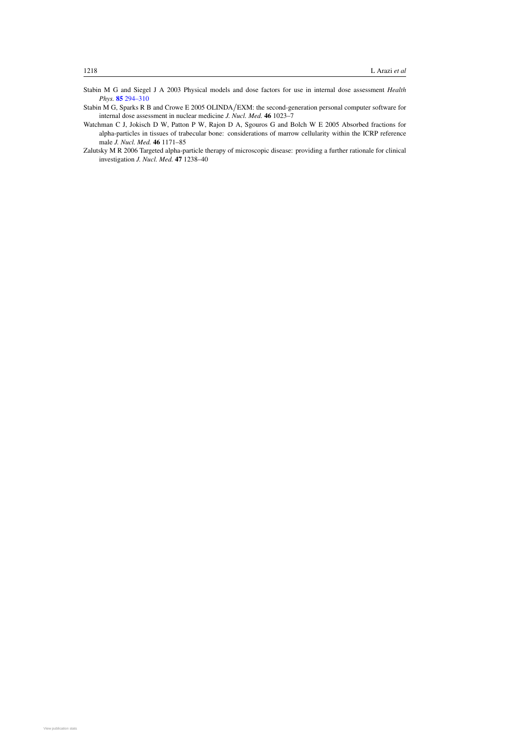Stabin M G and Siegel J A 2003 Physical models and dose factors for use in internal dose assessment *Health Phys.* **85** 294–310

Stabin M G, Sparks R B and Crowe E 2005 OLINDA/EXM: the second-generation personal computer software for internal dose assessment in nuclear medicine *J. Nucl. Med.* **46** 1023–7

Watchman C J, Jokisch D W, Patton P W, Rajon D A, Sgouros G and Bolch W E 2005 Absorbed fractions for alpha-particles in tissues of trabecular bone: considerations of marrow cellularity within the ICRP reference male *J. Nucl. Med.* **46** 1171–85

Zalutsky M R 2006 Targeted alpha-particle therapy of microscopic disease: providing a further rationale for clinical investigation *J. Nucl. Med.* **47** 1238–40